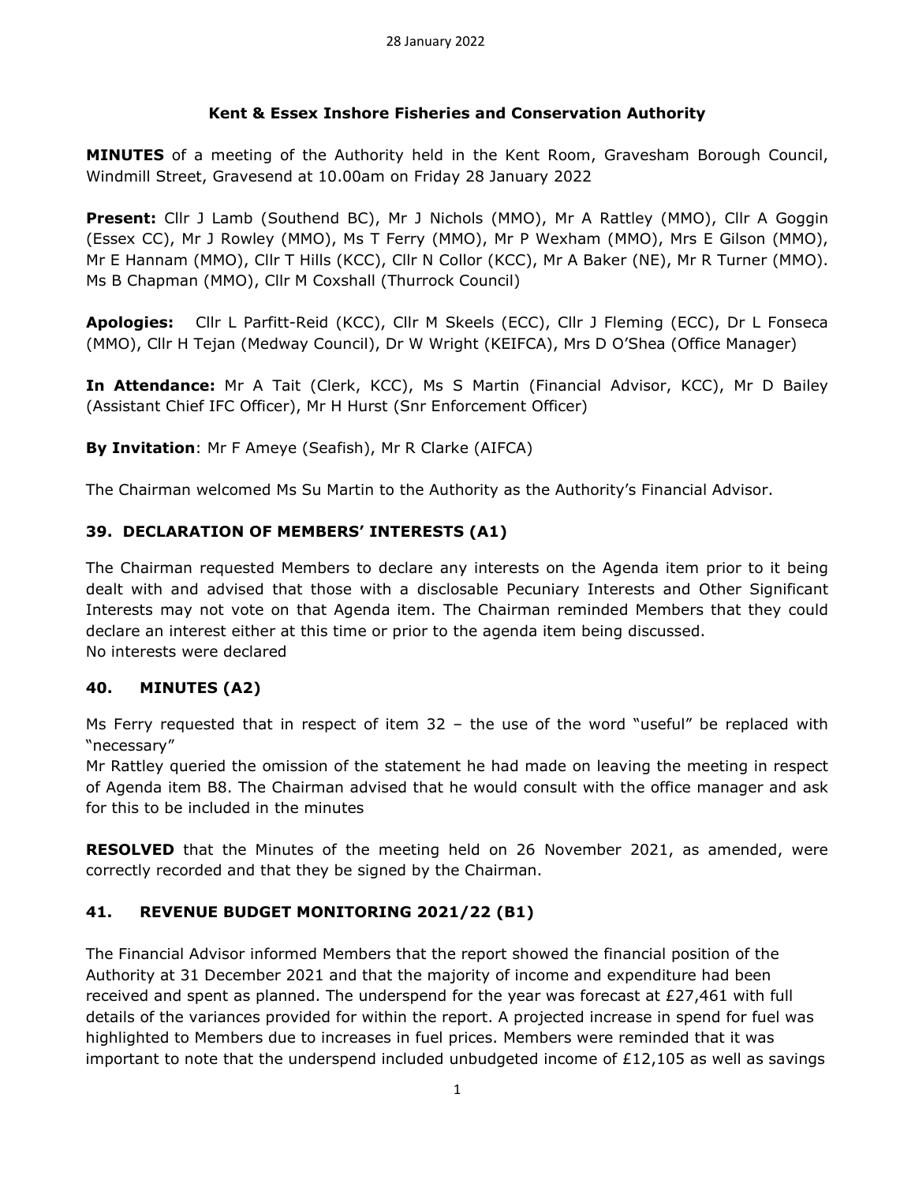# Kent & Essex Inshore Fisheries and Conservation Authority

**MINUTES** of a meeting of the Authority held in the Kent Room, Gravesham Borough Council, Windmill Street, Gravesend at 10.00am on Friday 28 January 2022

**Present:** Cllr J Lamb (Southend BC), Mr J Nichols (MMO), Mr A Rattley (MMO), Cllr A Goggin (Essex CC), Mr J Rowley (MMO), Ms T Ferry (MMO), Mr P Wexham (MMO), Mrs E Gilson (MMO), Mr E Hannam (MMO), Cllr T Hills (KCC), Cllr N Collor (KCC), Mr A Baker (NE), Mr R Turner (MMO). Ms B Chapman (MMO), Cllr M Coxshall (Thurrock Council)

**Apologies:** Cllr L Parfitt-Reid (KCC), Cllr M Skeels (ECC), Cllr J Fleming (ECC), Dr L Fonseca (MMO), Cllr H Tejan (Medway Council), Dr W Wright (KEIFCA), Mrs D O'Shea (Office Manager)

**In Attendance:** Mr A Tait (Clerk, KCC), Ms S Martin (Financial Advisor, KCC), Mr D Bailey (Assistant Chief IFC Officer), Mr H Hurst (Snr Enforcement Officer)

**By Invitation**: Mr F Ameye (Seafish), Mr R Clarke (AIFCA)

The Chairman welcomed Ms Su Martin to the Authority as the Authority's Financial Advisor.

## 39. DECLARATION OF MEMBERS' INTERESTS (A1)

The Chairman requested Members to declare any interests on the Agenda item prior to it being dealt with and advised that those with a disclosable Pecuniary Interests and Other Significant Interests may not vote on that Agenda item. The Chairman reminded Members that they could declare an interest either at this time or prior to the agenda item being discussed.
No interests were declared

## 40. MINUTES (A2)

Ms Ferry requested that in respect of item 32 – the use of the word "useful" be replaced with "necessary"
Mr Rattley queried the omission of the statement he had made on leaving the meeting in respect of Agenda item B8. The Chairman advised that he would consult with the office manager and ask for this to be included in the minutes

**RESOLVED** that the Minutes of the meeting held on 26 November 2021, as amended, were correctly recorded and that they be signed by the Chairman.

## 41. REVENUE BUDGET MONITORING 2021/22 (B1)

The Financial Advisor informed Members that the report showed the financial position of the Authority at 31 December 2021 and that the majority of income and expenditure had been received and spent as planned. The underspend for the year was forecast at £27,461 with full details of the variances provided for within the report. A projected increase in spend for fuel was highlighted to Members due to increases in fuel prices. Members were reminded that it was important to note that the underspend included unbudgeted income of £12,105 as well as savings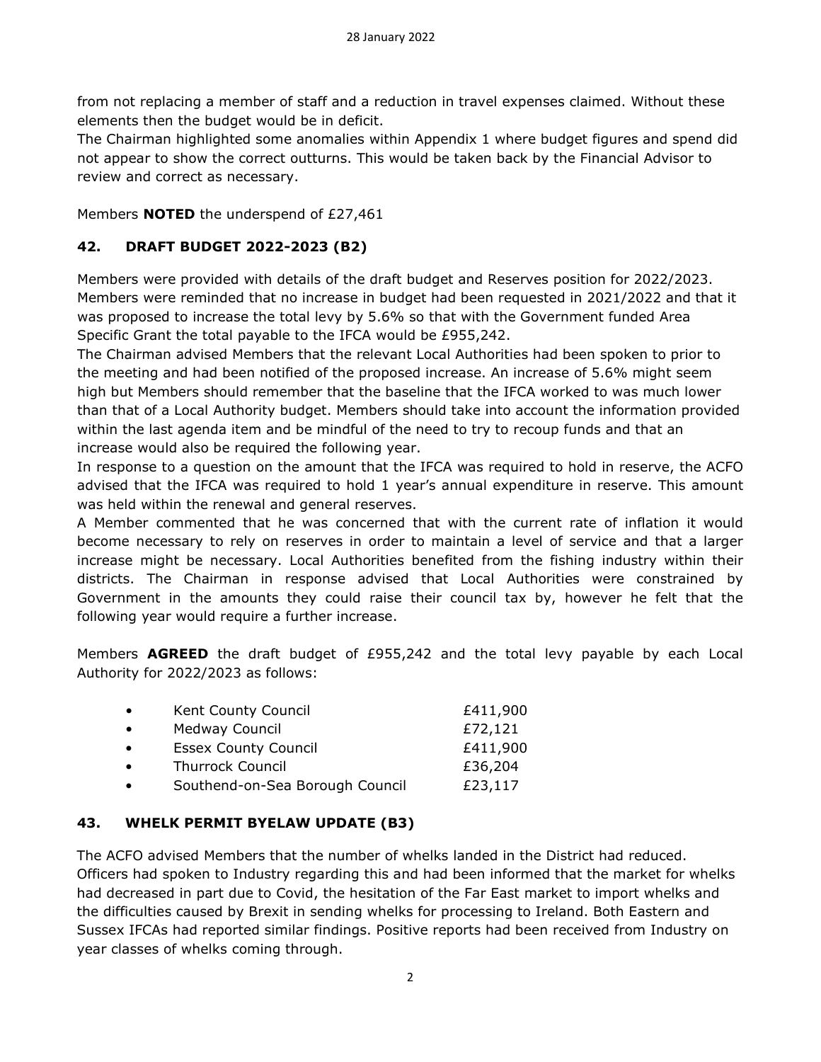from not replacing a member of staff and a reduction in travel expenses claimed. Without these elements then the budget would be in deficit.
The Chairman highlighted some anomalies within Appendix 1 where budget figures and spend did not appear to show the correct outturns. This would be taken back by the Financial Advisor to review and correct as necessary.

Members **NOTED** the underspend of £27,461

## 42. DRAFT BUDGET 2022-2023 (B2)

Members were provided with details of the draft budget and Reserves position for 2022/2023. Members were reminded that no increase in budget had been requested in 2021/2022 and that it was proposed to increase the total levy by 5.6% so that with the Government funded Area Specific Grant the total payable to the IFCA would be £955,242.
The Chairman advised Members that the relevant Local Authorities had been spoken to prior to the meeting and had been notified of the proposed increase. An increase of 5.6% might seem high but Members should remember that the baseline that the IFCA worked to was much lower than that of a Local Authority budget. Members should take into account the information provided within the last agenda item and be mindful of the need to try to recoup funds and that an increase would also be required the following year.
In response to a question on the amount that the IFCA was required to hold in reserve, the ACFO advised that the IFCA was required to hold 1 year's annual expenditure in reserve. This amount was held within the renewal and general reserves.
A Member commented that he was concerned that with the current rate of inflation it would become necessary to rely on reserves in order to maintain a level of service and that a larger increase might be necessary. Local Authorities benefited from the fishing industry within their districts. The Chairman in response advised that Local Authorities were constrained by Government in the amounts they could raise their council tax by, however he felt that the following year would require a further increase.

Members **AGREED** the draft budget of £955,242 and the total levy payable by each Local Authority for 2022/2023 as follows:

- Kent County Council £411,900
- Medway Council £72,121
- Essex County Council £411,900
- Thurrock Council £36,204
- Southend-on-Sea Borough Council £23,117

## 43. WHELK PERMIT BYELAW UPDATE (B3)

The ACFO advised Members that the number of whelks landed in the District had reduced. Officers had spoken to Industry regarding this and had been informed that the market for whelks had decreased in part due to Covid, the hesitation of the Far East market to import whelks and the difficulties caused by Brexit in sending whelks for processing to Ireland. Both Eastern and Sussex IFCAs had reported similar findings. Positive reports had been received from Industry on year classes of whelks coming through.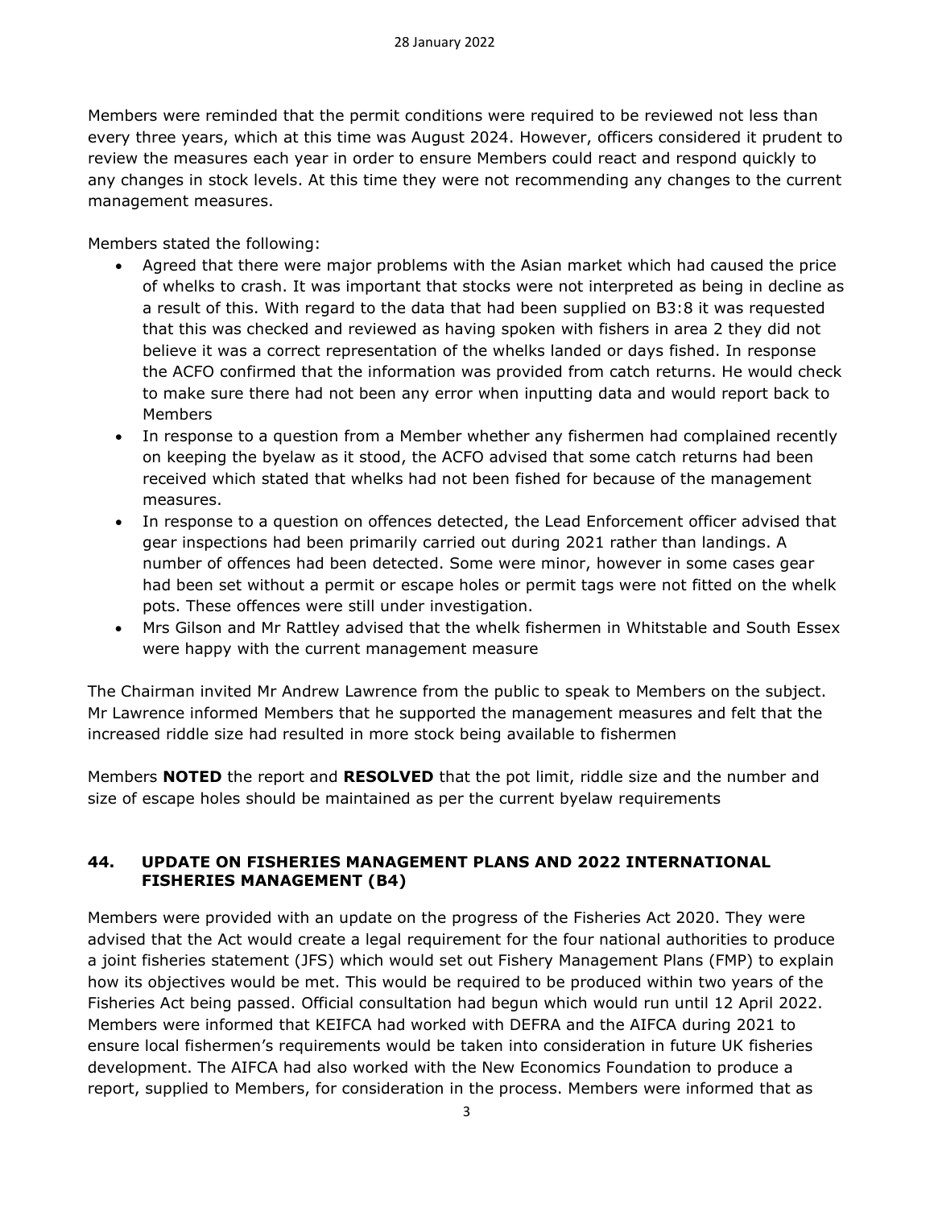Members were reminded that the permit conditions were required to be reviewed not less than every three years, which at this time was August 2024. However, officers considered it prudent to review the measures each year in order to ensure Members could react and respond quickly to any changes in stock levels. At this time they were not recommending any changes to the current management measures.

Members stated the following:

- Agreed that there were major problems with the Asian market which had caused the price of whelks to crash. It was important that stocks were not interpreted as being in decline as a result of this. With regard to the data that had been supplied on B3:8 it was requested that this was checked and reviewed as having spoken with fishers in area 2 they did not believe it was a correct representation of the whelks landed or days fished. In response the ACFO confirmed that the information was provided from catch returns. He would check to make sure there had not been any error when inputting data and would report back to Members
- In response to a question from a Member whether any fishermen had complained recently on keeping the byelaw as it stood, the ACFO advised that some catch returns had been received which stated that whelks had not been fished for because of the management measures.
- In response to a question on offences detected, the Lead Enforcement officer advised that gear inspections had been primarily carried out during 2021 rather than landings. A number of offences had been detected. Some were minor, however in some cases gear had been set without a permit or escape holes or permit tags were not fitted on the whelk pots. These offences were still under investigation.
- Mrs Gilson and Mr Rattley advised that the whelk fishermen in Whitstable and South Essex were happy with the current management measure

The Chairman invited Mr Andrew Lawrence from the public to speak to Members on the subject. Mr Lawrence informed Members that he supported the management measures and felt that the increased riddle size had resulted in more stock being available to fishermen

Members **NOTED** the report and **RESOLVED** that the pot limit, riddle size and the number and size of escape holes should be maintained as per the current byelaw requirements

### 44. UPDATE ON FISHERIES MANAGEMENT PLANS AND 2022 INTERNATIONAL FISHERIES MANAGEMENT (B4)

Members were provided with an update on the progress of the Fisheries Act 2020. They were advised that the Act would create a legal requirement for the four national authorities to produce a joint fisheries statement (JFS) which would set out Fishery Management Plans (FMP) to explain how its objectives would be met. This would be required to be produced within two years of the Fisheries Act being passed. Official consultation had begun which would run until 12 April 2022. Members were informed that KEIFCA had worked with DEFRA and the AIFCA during 2021 to ensure local fishermen's requirements would be taken into consideration in future UK fisheries development. The AIFCA had also worked with the New Economics Foundation to produce a report, supplied to Members, for consideration in the process. Members were informed that as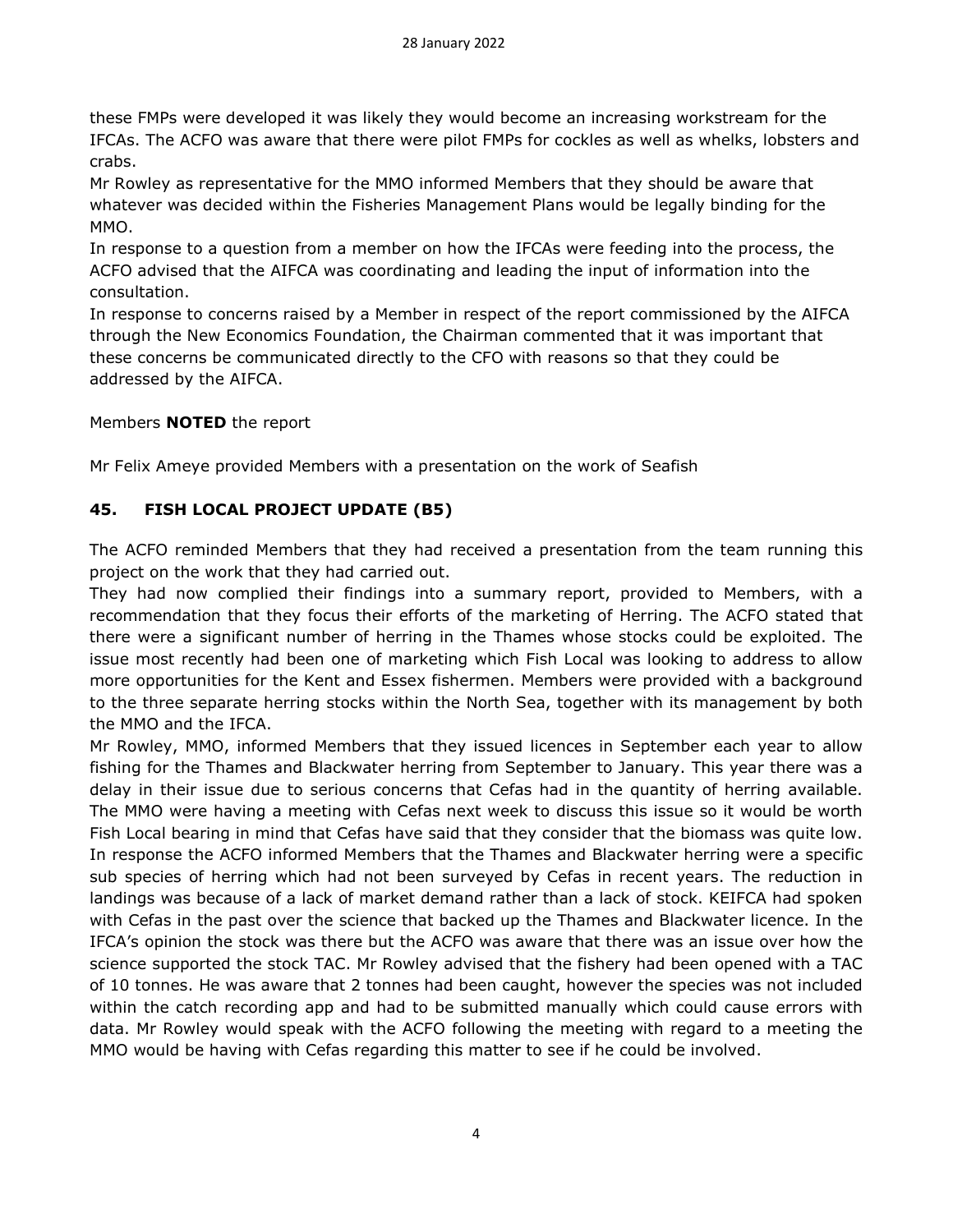these FMPs were developed it was likely they would become an increasing workstream for the IFCAs. The ACFO was aware that there were pilot FMPs for cockles as well as whelks, lobsters and crabs.

Mr Rowley as representative for the MMO informed Members that they should be aware that whatever was decided within the Fisheries Management Plans would be legally binding for the MMO.

In response to a question from a member on how the IFCAs were feeding into the process, the ACFO advised that the AIFCA was coordinating and leading the input of information into the consultation.

In response to concerns raised by a Member in respect of the report commissioned by the AIFCA through the New Economics Foundation, the Chairman commented that it was important that these concerns be communicated directly to the CFO with reasons so that they could be addressed by the AIFCA.

Members **NOTED** the report

Mr Felix Ameye provided Members with a presentation on the work of Seafish

## 45. FISH LOCAL PROJECT UPDATE (B5)

The ACFO reminded Members that they had received a presentation from the team running this project on the work that they had carried out.

They had now complied their findings into a summary report, provided to Members, with a recommendation that they focus their efforts of the marketing of Herring. The ACFO stated that there were a significant number of herring in the Thames whose stocks could be exploited. The issue most recently had been one of marketing which Fish Local was looking to address to allow more opportunities for the Kent and Essex fishermen. Members were provided with a background to the three separate herring stocks within the North Sea, together with its management by both the MMO and the IFCA.

Mr Rowley, MMO, informed Members that they issued licences in September each year to allow fishing for the Thames and Blackwater herring from September to January. This year there was a delay in their issue due to serious concerns that Cefas had in the quantity of herring available. The MMO were having a meeting with Cefas next week to discuss this issue so it would be worth Fish Local bearing in mind that Cefas have said that they consider that the biomass was quite low. In response the ACFO informed Members that the Thames and Blackwater herring were a specific sub species of herring which had not been surveyed by Cefas in recent years. The reduction in landings was because of a lack of market demand rather than a lack of stock. KEIFCA had spoken with Cefas in the past over the science that backed up the Thames and Blackwater licence. In the IFCA's opinion the stock was there but the ACFO was aware that there was an issue over how the science supported the stock TAC. Mr Rowley advised that the fishery had been opened with a TAC of 10 tonnes. He was aware that 2 tonnes had been caught, however the species was not included within the catch recording app and had to be submitted manually which could cause errors with data. Mr Rowley would speak with the ACFO following the meeting with regard to a meeting the MMO would be having with Cefas regarding this matter to see if he could be involved.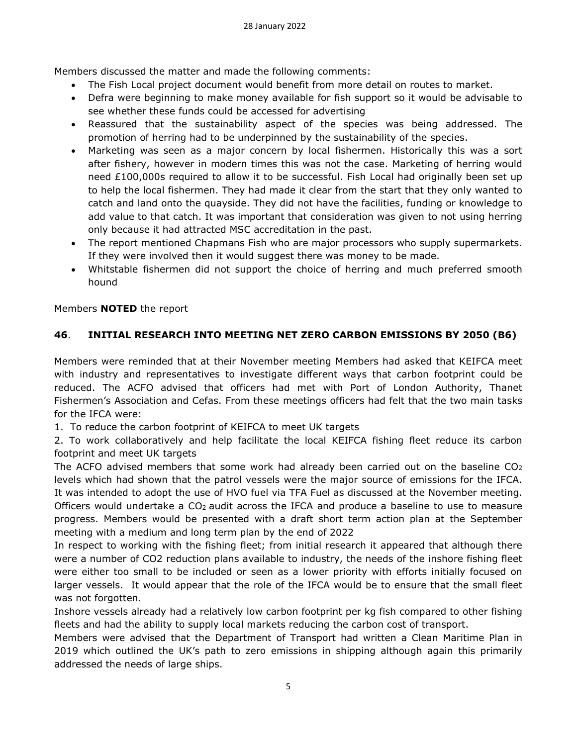Members discussed the matter and made the following comments:

- The Fish Local project document would benefit from more detail on routes to market.
- Defra were beginning to make money available for fish support so it would be advisable to see whether these funds could be accessed for advertising
- Reassured that the sustainability aspect of the species was being addressed. The promotion of herring had to be underpinned by the sustainability of the species.
- Marketing was seen as a major concern by local fishermen. Historically this was a sort after fishery, however in modern times this was not the case. Marketing of herring would need £100,000s required to allow it to be successful. Fish Local had originally been set up to help the local fishermen. They had made it clear from the start that they only wanted to catch and land onto the quayside. They did not have the facilities, funding or knowledge to add value to that catch. It was important that consideration was given to not using herring only because it had attracted MSC accreditation in the past.
- The report mentioned Chapmans Fish who are major processors who supply supermarkets. If they were involved then it would suggest there was money to be made.
- Whitstable fishermen did not support the choice of herring and much preferred smooth hound

Members **NOTED** the report

### **46**. **INITIAL RESEARCH INTO MEETING NET ZERO CARBON EMISSIONS BY 2050 (B6)**

Members were reminded that at their November meeting Members had asked that KEIFCA meet with industry and representatives to investigate different ways that carbon footprint could be reduced. The ACFO advised that officers had met with Port of London Authority, Thanet Fishermen's Association and Cefas. From these meetings officers had felt that the two main tasks for the IFCA were:

1. To reduce the carbon footprint of KEIFCA to meet UK targets
2. To work collaboratively and help facilitate the local KEIFCA fishing fleet reduce its carbon footprint and meet UK targets

The ACFO advised members that some work had already been carried out on the baseline $CO_2$ levels which had shown that the patrol vessels were the major source of emissions for the IFCA. It was intended to adopt the use of HVO fuel via TFA Fuel as discussed at the November meeting. Officers would undertake a $CO_2$ audit across the IFCA and produce a baseline to use to measure progress. Members would be presented with a draft short term action plan at the September meeting with a medium and long term plan by the end of 2022

In respect to working with the fishing fleet; from initial research it appeared that although there were a number of $CO_2$ reduction plans available to industry, the needs of the inshore fishing fleet were either too small to be included or seen as a lower priority with efforts initially focused on larger vessels. It would appear that the role of the IFCA would be to ensure that the small fleet was not forgotten.

Inshore vessels already had a relatively low carbon footprint per kg fish compared to other fishing fleets and had the ability to supply local markets reducing the carbon cost of transport.

Members were advised that the Department of Transport had written a Clean Maritime Plan in 2019 which outlined the UK's path to zero emissions in shipping although again this primarily addressed the needs of large ships.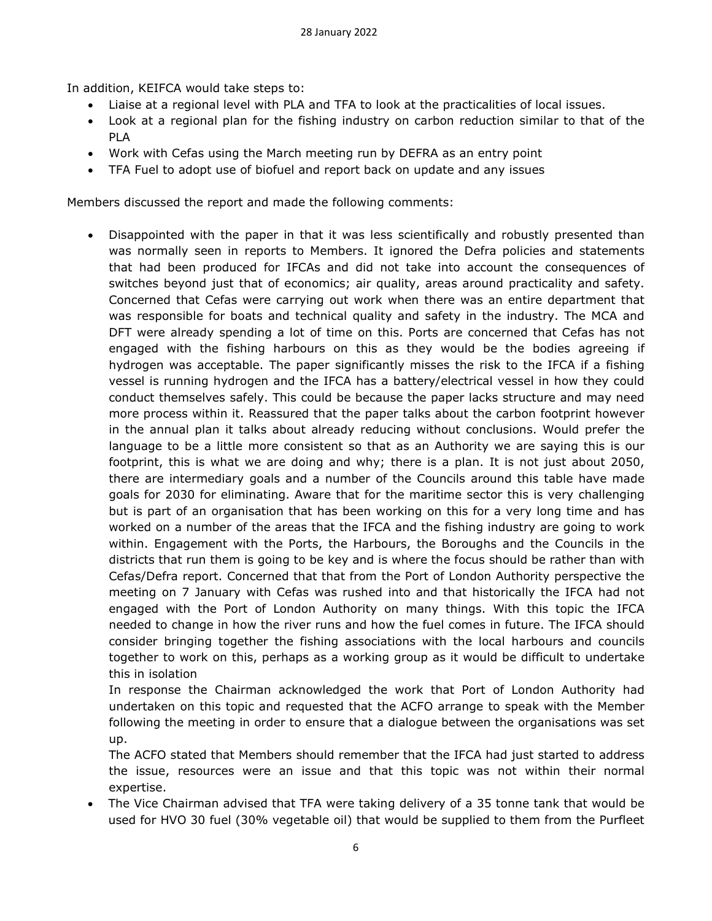In addition, KEIFCA would take steps to:

- Liaise at a regional level with PLA and TFA to look at the practicalities of local issues.
- Look at a regional plan for the fishing industry on carbon reduction similar to that of the PLA
- Work with Cefas using the March meeting run by DEFRA as an entry point
- TFA Fuel to adopt use of biofuel and report back on update and any issues

Members discussed the report and made the following comments:

- Disappointed with the paper in that it was less scientifically and robustly presented than was normally seen in reports to Members. It ignored the Defra policies and statements that had been produced for IFCAs and did not take into account the consequences of switches beyond just that of economics; air quality, areas around practicality and safety. Concerned that Cefas were carrying out work when there was an entire department that was responsible for boats and technical quality and safety in the industry. The MCA and DFT were already spending a lot of time on this. Ports are concerned that Cefas has not engaged with the fishing harbours on this as they would be the bodies agreeing if hydrogen was acceptable. The paper significantly misses the risk to the IFCA if a fishing vessel is running hydrogen and the IFCA has a battery/electrical vessel in how they could conduct themselves safely. This could be because the paper lacks structure and may need more process within it. Reassured that the paper talks about the carbon footprint however in the annual plan it talks about already reducing without conclusions. Would prefer the language to be a little more consistent so that as an Authority we are saying this is our footprint, this is what we are doing and why; there is a plan. It is not just about 2050, there are intermediary goals and a number of the Councils around this table have made goals for 2030 for eliminating. Aware that for the maritime sector this is very challenging but is part of an organisation that has been working on this for a very long time and has worked on a number of the areas that the IFCA and the fishing industry are going to work within. Engagement with the Ports, the Harbours, the Boroughs and the Councils in the districts that run them is going to be key and is where the focus should be rather than with Cefas/Defra report. Concerned that that from the Port of London Authority perspective the meeting on 7 January with Cefas was rushed into and that historically the IFCA had not engaged with the Port of London Authority on many things. With this topic the IFCA needed to change in how the river runs and how the fuel comes in future. The IFCA should consider bringing together the fishing associations with the local harbours and councils together to work on this, perhaps as a working group as it would be difficult to undertake this in isolation

  In response the Chairman acknowledged the work that Port of London Authority had undertaken on this topic and requested that the ACFO arrange to speak with the Member following the meeting in order to ensure that a dialogue between the organisations was set up.

  The ACFO stated that Members should remember that the IFCA had just started to address the issue, resources were an issue and that this topic was not within their normal expertise.

- The Vice Chairman advised that TFA were taking delivery of a 35 tonne tank that would be used for HVO 30 fuel (30% vegetable oil) that would be supplied to them from the Purfleet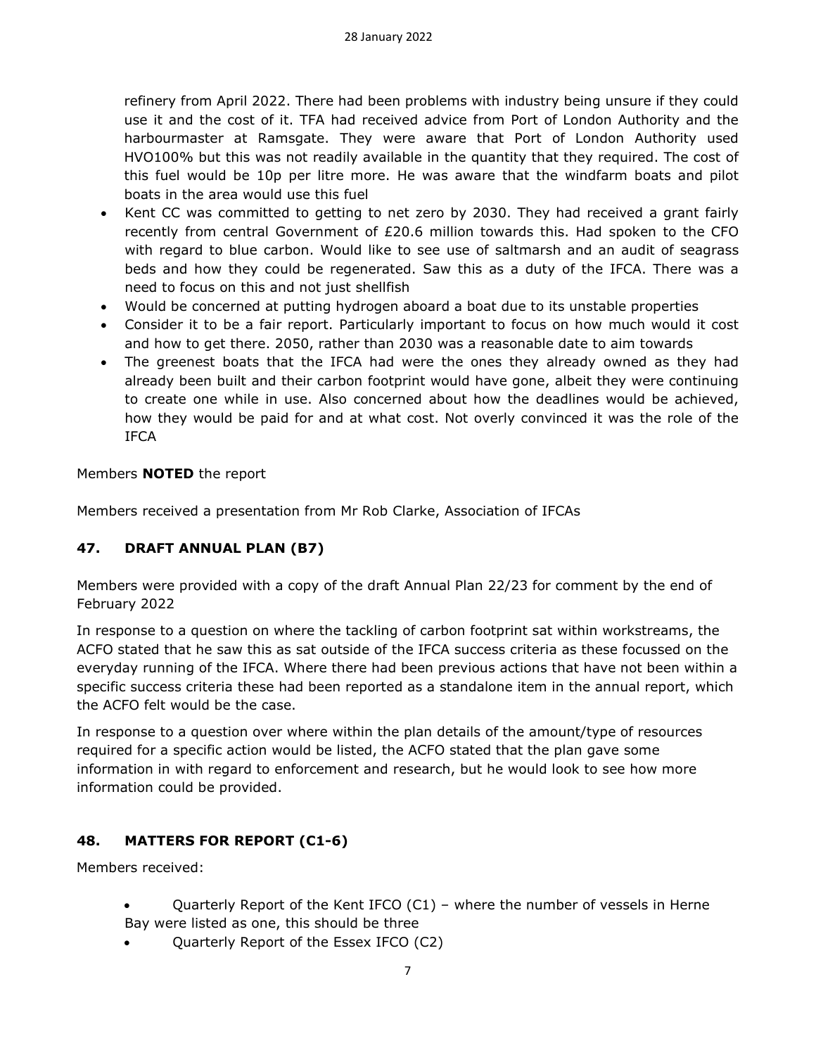refinery from April 2022. There had been problems with industry being unsure if they could use it and the cost of it. TFA had received advice from Port of London Authority and the harbourmaster at Ramsgate. They were aware that Port of London Authority used HVO100% but this was not readily available in the quantity that they required. The cost of this fuel would be 10p per litre more. He was aware that the windfarm boats and pilot boats in the area would use this fuel

- Kent CC was committed to getting to net zero by 2030. They had received a grant fairly recently from central Government of £20.6 million towards this. Had spoken to the CFO with regard to blue carbon. Would like to see use of saltmarsh and an audit of seagrass beds and how they could be regenerated. Saw this as a duty of the IFCA. There was a need to focus on this and not just shellfish
- Would be concerned at putting hydrogen aboard a boat due to its unstable properties
- Consider it to be a fair report. Particularly important to focus on how much would it cost and how to get there. 2050, rather than 2030 was a reasonable date to aim towards
- The greenest boats that the IFCA had were the ones they already owned as they had already been built and their carbon footprint would have gone, albeit they were continuing to create one while in use. Also concerned about how the deadlines would be achieved, how they would be paid for and at what cost. Not overly convinced it was the role of the IFCA

Members **NOTED** the report

Members received a presentation from Mr Rob Clarke, Association of IFCAs

## 47. DRAFT ANNUAL PLAN (B7)

Members were provided with a copy of the draft Annual Plan 22/23 for comment by the end of February 2022

In response to a question on where the tackling of carbon footprint sat within workstreams, the ACFO stated that he saw this as sat outside of the IFCA success criteria as these focussed on the everyday running of the IFCA. Where there had been previous actions that have not been within a specific success criteria these had been reported as a standalone item in the annual report, which the ACFO felt would be the case.

In response to a question over where within the plan details of the amount/type of resources required for a specific action would be listed, the ACFO stated that the plan gave some information in with regard to enforcement and research, but he would look to see how more information could be provided.

## 48. MATTERS FOR REPORT (C1-6)

Members received:

- Quarterly Report of the Kent IFCO (C1) – where the number of vessels in Herne Bay were listed as one, this should be three
- Quarterly Report of the Essex IFCO (C2)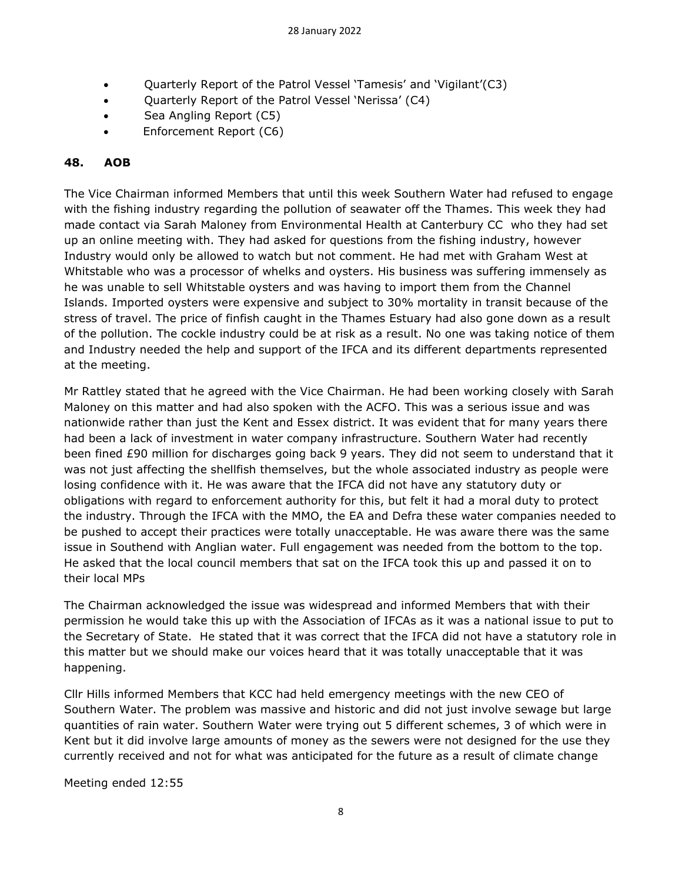- Quarterly Report of the Patrol Vessel 'Tamesis' and 'Vigilant'(C3)
- Quarterly Report of the Patrol Vessel 'Nerissa' (C4)
- Sea Angling Report (C5)
- Enforcement Report (C6)

## 48. AOB

The Vice Chairman informed Members that until this week Southern Water had refused to engage with the fishing industry regarding the pollution of seawater off the Thames. This week they had made contact via Sarah Maloney from Environmental Health at Canterbury CC who they had set up an online meeting with. They had asked for questions from the fishing industry, however Industry would only be allowed to watch but not comment. He had met with Graham West at Whitstable who was a processor of whelks and oysters. His business was suffering immensely as he was unable to sell Whitstable oysters and was having to import them from the Channel Islands. Imported oysters were expensive and subject to 30% mortality in transit because of the stress of travel. The price of finfish caught in the Thames Estuary had also gone down as a result of the pollution. The cockle industry could be at risk as a result. No one was taking notice of them and Industry needed the help and support of the IFCA and its different departments represented at the meeting.

Mr Rattley stated that he agreed with the Vice Chairman. He had been working closely with Sarah Maloney on this matter and had also spoken with the ACFO. This was a serious issue and was nationwide rather than just the Kent and Essex district. It was evident that for many years there had been a lack of investment in water company infrastructure. Southern Water had recently been fined £90 million for discharges going back 9 years. They did not seem to understand that it was not just affecting the shellfish themselves, but the whole associated industry as people were losing confidence with it. He was aware that the IFCA did not have any statutory duty or obligations with regard to enforcement authority for this, but felt it had a moral duty to protect the industry. Through the IFCA with the MMO, the EA and Defra these water companies needed to be pushed to accept their practices were totally unacceptable. He was aware there was the same issue in Southend with Anglian water. Full engagement was needed from the bottom to the top. He asked that the local council members that sat on the IFCA took this up and passed it on to their local MPs

The Chairman acknowledged the issue was widespread and informed Members that with their permission he would take this up with the Association of IFCAs as it was a national issue to put to the Secretary of State. He stated that it was correct that the IFCA did not have a statutory role in this matter but we should make our voices heard that it was totally unacceptable that it was happening.

Cllr Hills informed Members that KCC had held emergency meetings with the new CEO of Southern Water. The problem was massive and historic and did not just involve sewage but large quantities of rain water. Southern Water were trying out 5 different schemes, 3 of which were in Kent but it did involve large amounts of money as the sewers were not designed for the use they currently received and not for what was anticipated for the future as a result of climate change

Meeting ended 12:55